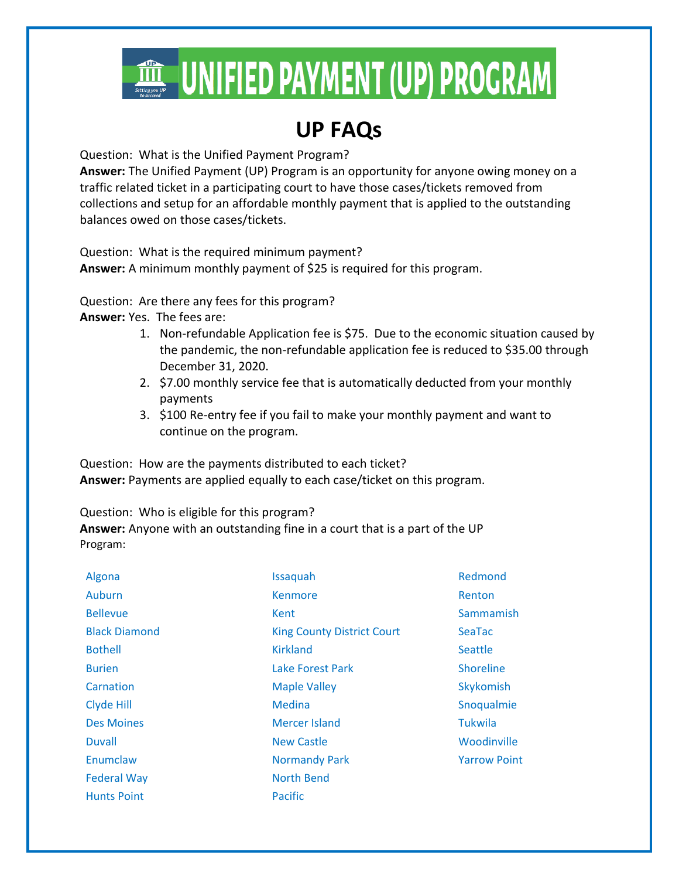# UNIFIED PAYMENT (UP) PROGRAM

## UP FAQs

Question: What is the Unified Payment Program?
**Answer:** The Unified Payment (UP) Program is an opportunity for anyone owing money on a traffic related ticket in a participating court to have those cases/tickets removed from collections and setup for an affordable monthly payment that is applied to the outstanding balances owed on those cases/tickets.

Question: What is the required minimum payment?
**Answer:** A minimum monthly payment of $25 is required for this program.

Question: Are there any fees for this program?
**Answer:** Yes. The fees are:

1. Non-refundable Application fee is $75. Due to the economic situation caused by the pandemic, the non-refundable application fee is reduced to $35.00 through December 31, 2020.
2. $7.00 monthly service fee that is automatically deducted from your monthly payments
3. $100 Re-entry fee if you fail to make your monthly payment and want to continue on the program.

Question: How are the payments distributed to each ticket?
**Answer:** Payments are applied equally to each case/ticket on this program.

Question: Who is eligible for this program?
**Answer:** Anyone with an outstanding fine in a court that is a part of the UP Program:

- Algona
- Auburn
- Bellevue
- Black Diamond
- Bothell
- Burien
- Carnation
- Clyde Hill
- Des Moines
- Duvall
- Enumclaw
- Federal Way
- Hunts Point
- Issaquah
- Kenmore
- Kent
- King County District Court
- Kirkland
- Lake Forest Park
- Maple Valley
- Medina
- Mercer Island
- New Castle
- Normandy Park
- North Bend
- Pacific
- Redmond
- Renton
- Sammamish
- SeaTac
- Seattle
- Shoreline
- Skykomish
- Snoqualmie
- Tukwila
- Woodinville
- Yarrow Point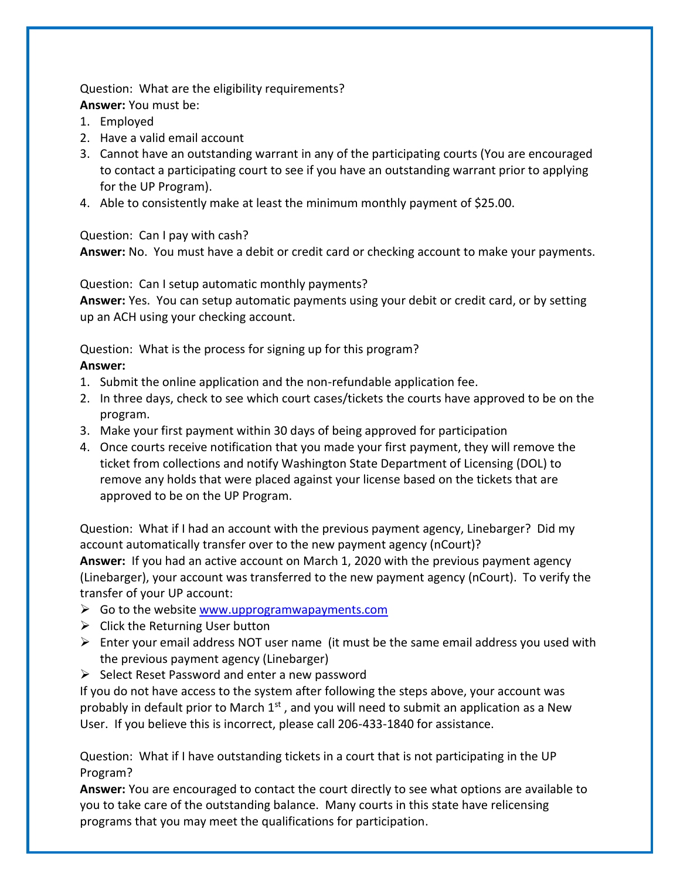Question: What are the eligibility requirements?
**Answer:** You must be:

1. Employed
2. Have a valid email account
3. Cannot have an outstanding warrant in any of the participating courts (You are encouraged to contact a participating court to see if you have an outstanding warrant prior to applying for the UP Program).
4. Able to consistently make at least the minimum monthly payment of $25.00.

Question: Can I pay with cash?
**Answer:** No. You must have a debit or credit card or checking account to make your payments.

Question: Can I setup automatic monthly payments?
**Answer:** Yes. You can setup automatic payments using your debit or credit card, or by setting up an ACH using your checking account.

Question: What is the process for signing up for this program?
**Answer:**

1. Submit the online application and the non-refundable application fee.
2. In three days, check to see which court cases/tickets the courts have approved to be on the program.
3. Make your first payment within 30 days of being approved for participation
4. Once courts receive notification that you made your first payment, they will remove the ticket from collections and notify Washington State Department of Licensing (DOL) to remove any holds that were placed against your license based on the tickets that are approved to be on the UP Program.

Question: What if I had an account with the previous payment agency, Linebarger? Did my account automatically transfer over to the new payment agency (nCourt)?
**Answer:** If you had an active account on March 1, 2020 with the previous payment agency (Linebarger), your account was transferred to the new payment agency (nCourt). To verify the transfer of your UP account:

- Go to the website www.upprogramwapayments.com
- Click the Returning User button
- Enter your email address NOT user name (it must be the same email address you used with the previous payment agency (Linebarger)
- Select Reset Password and enter a new password

If you do not have access to the system after following the steps above, your account was probably in default prior to March 1st , and you will need to submit an application as a New User. If you believe this is incorrect, please call 206-433-1840 for assistance.

Question: What if I have outstanding tickets in a court that is not participating in the UP Program?
**Answer:** You are encouraged to contact the court directly to see what options are available to you to take care of the outstanding balance. Many courts in this state have relicensing programs that you may meet the qualifications for participation.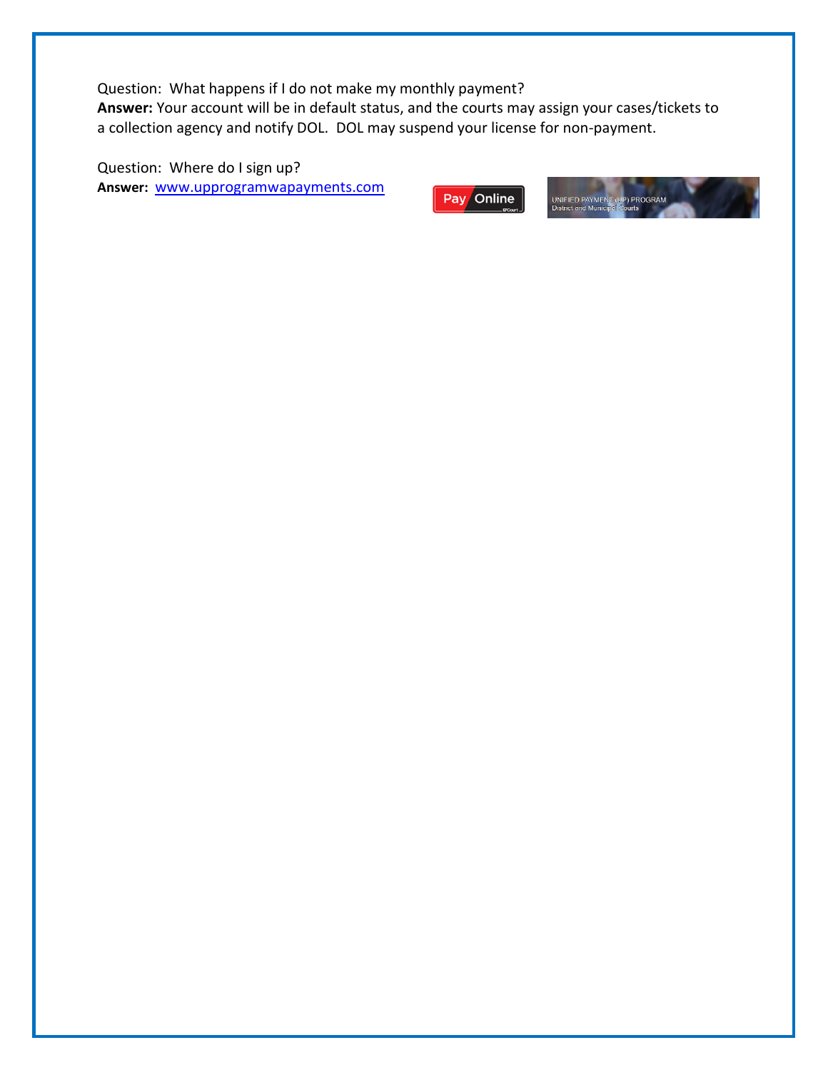Question: What happens if I do not make my monthly payment?
**Answer:** Your account will be in default status, and the courts may assign your cases/tickets to a collection agency and notify DOL. DOL may suspend your license for non-payment.

Question: Where do I sign up?
**Answer:** [www.upprogramwapayments.com](http://www.upprogramwapayments.com)